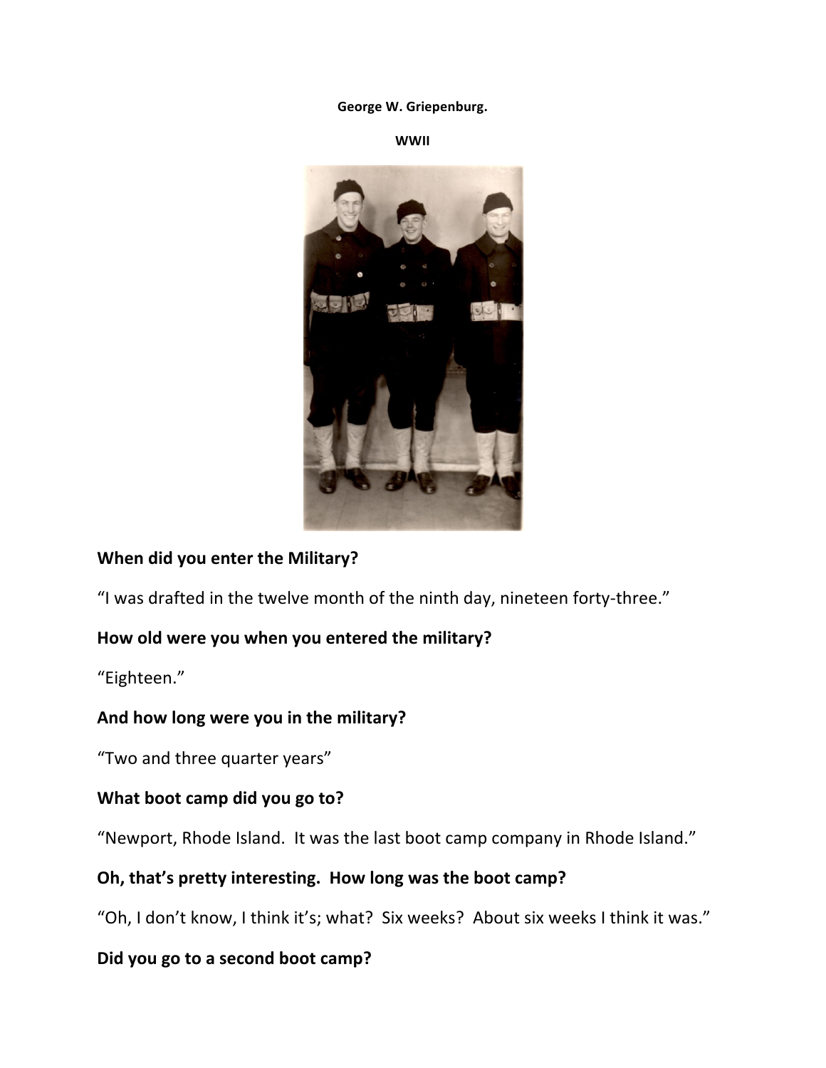**George W. Griepenburg.**

**WWII**

**When did you enter the Military?**

"I was drafted in the twelve month of the ninth day, nineteen forty-three."

**How old were you when you entered the military?**

"Eighteen."

**And how long were you in the military?**

"Two and three quarter years"

**What boot camp did you go to?**

"Newport, Rhode Island. It was the last boot camp company in Rhode Island."

**Oh, that's pretty interesting. How long was the boot camp?**

"Oh, I don't know, I think it's; what? Six weeks? About six weeks I think it was."

**Did you go to a second boot camp?**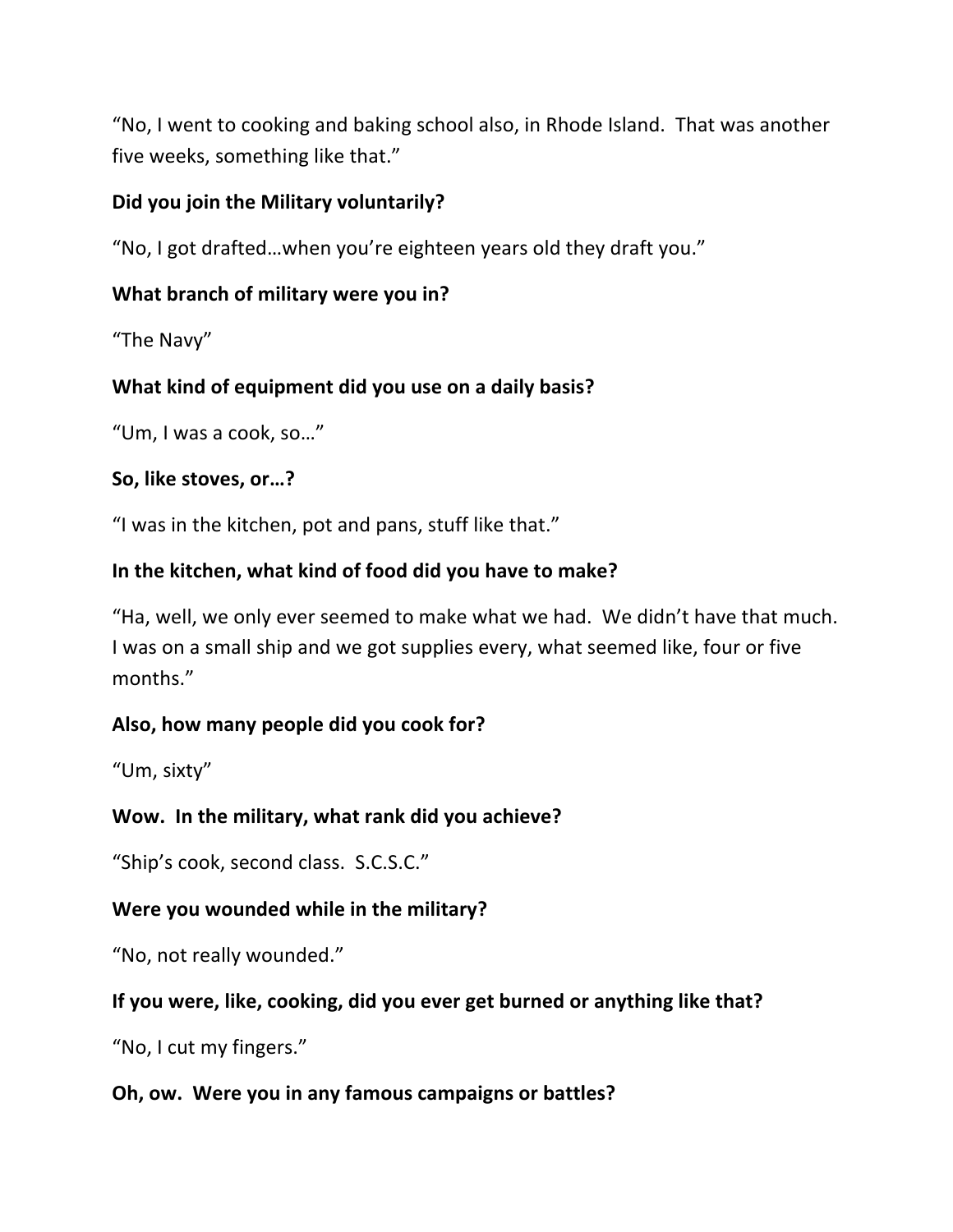“No, I went to cooking and baking school also, in Rhode Island.  That was another five weeks, something like that.”

**Did you join the Military voluntarily?**

“No, I got drafted…when you’re eighteen years old they draft you.”

**What branch of military were you in?**

“The Navy”

**What kind of equipment did you use on a daily basis?**

“Um, I was a cook, so…”

**So, like stoves, or…?**

“I was in the kitchen, pot and pans, stuff like that.”

**In the kitchen, what kind of food did you have to make?**

“Ha, well, we only ever seemed to make what we had.  We didn’t have that much. I was on a small ship and we got supplies every, what seemed like, four or five months.”

**Also, how many people did you cook for?**

“Um, sixty”

**Wow.  In the military, what rank did you achieve?**

“Ship’s cook, second class.  S.C.S.C.”

**Were you wounded while in the military?**

“No, not really wounded.”

**If you were, like, cooking, did you ever get burned or anything like that?**

“No, I cut my fingers.”

**Oh, ow.  Were you in any famous campaigns or battles?**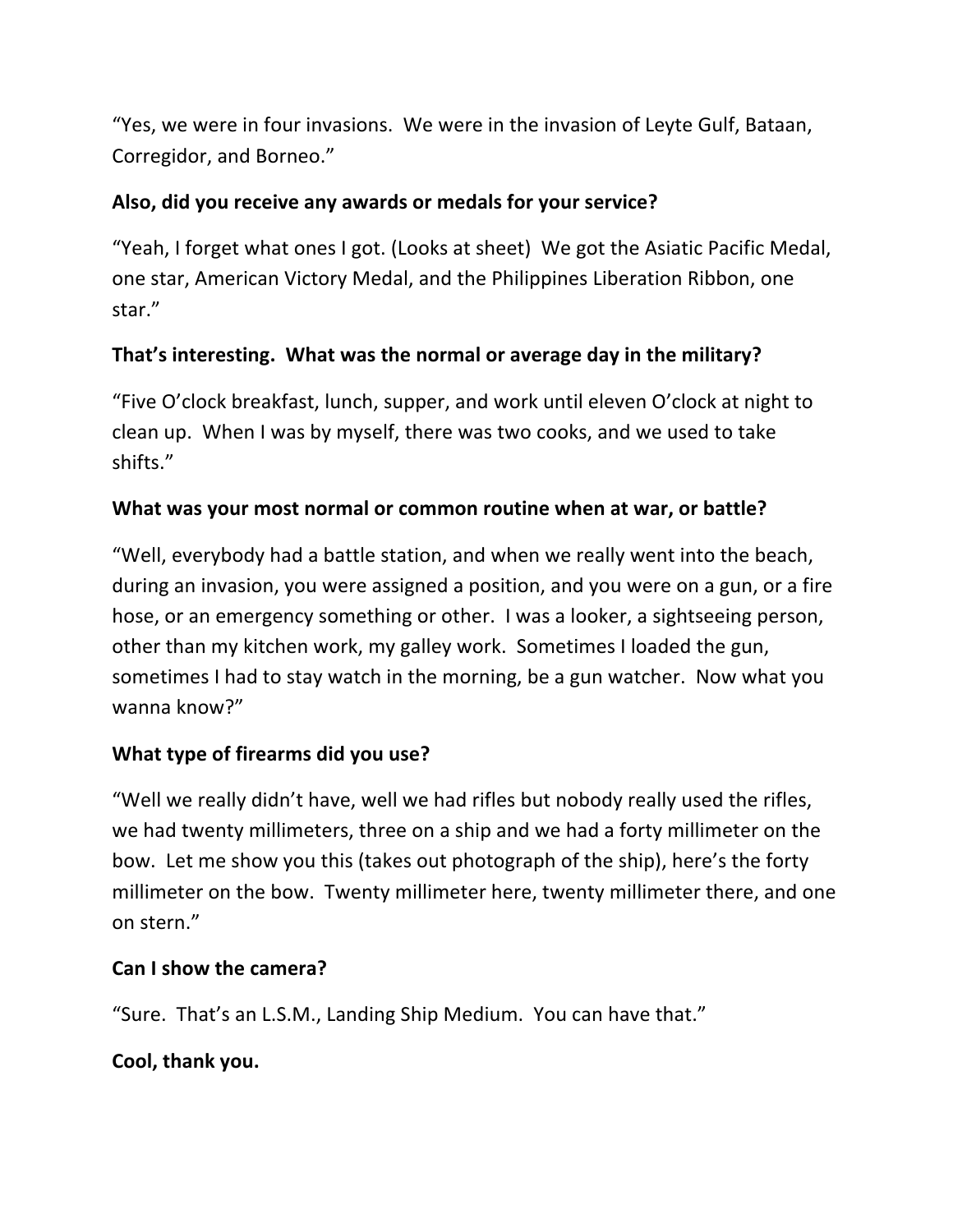"Yes, we were in four invasions.  We were in the invasion of Leyte Gulf, Bataan, Corregidor, and Borneo."

**Also, did you receive any awards or medals for your service?**

"Yeah, I forget what ones I got. (Looks at sheet)  We got the Asiatic Pacific Medal, one star, American Victory Medal, and the Philippines Liberation Ribbon, one star."

**That's interesting.  What was the normal or average day in the military?**

"Five O'clock breakfast, lunch, supper, and work until eleven O'clock at night to clean up.  When I was by myself, there was two cooks, and we used to take shifts."

**What was your most normal or common routine when at war, or battle?**

"Well, everybody had a battle station, and when we really went into the beach, during an invasion, you were assigned a position, and you were on a gun, or a fire hose, or an emergency something or other.  I was a looker, a sightseeing person, other than my kitchen work, my galley work.  Sometimes I loaded the gun, sometimes I had to stay watch in the morning, be a gun watcher.  Now what you wanna know?"

**What type of firearms did you use?**

"Well we really didn't have, well we had rifles but nobody really used the rifles, we had twenty millimeters, three on a ship and we had a forty millimeter on the bow.  Let me show you this (takes out photograph of the ship), here's the forty millimeter on the bow.  Twenty millimeter here, twenty millimeter there, and one on stern."

**Can I show the camera?**

"Sure.  That's an L.S.M., Landing Ship Medium.  You can have that."

**Cool, thank you.**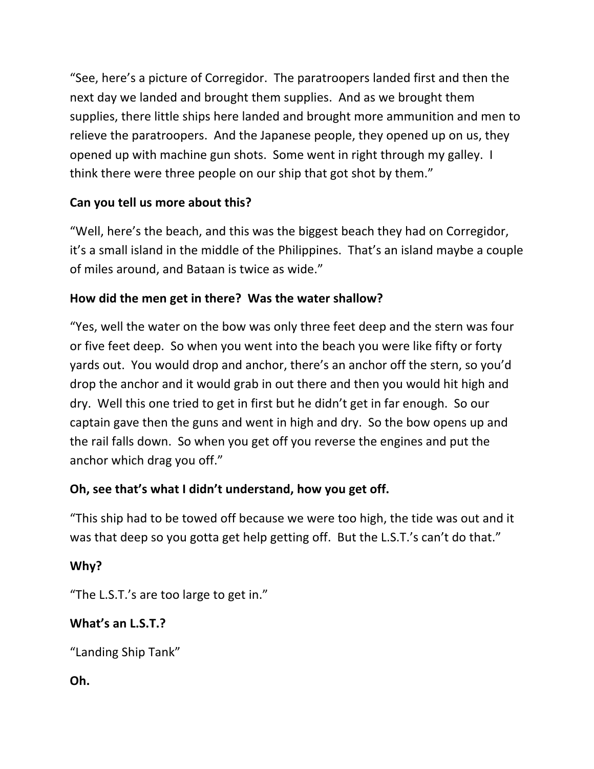"See, here's a picture of Corregidor. The paratroopers landed first and then the next day we landed and brought them supplies. And as we brought them supplies, there little ships here landed and brought more ammunition and men to relieve the paratroopers. And the Japanese people, they opened up on us, they opened up with machine gun shots. Some went in right through my galley. I think there were three people on our ship that got shot by them."

**Can you tell us more about this?**

"Well, here's the beach, and this was the biggest beach they had on Corregidor, it's a small island in the middle of the Philippines. That's an island maybe a couple of miles around, and Bataan is twice as wide."

**How did the men get in there? Was the water shallow?**

"Yes, well the water on the bow was only three feet deep and the stern was four or five feet deep. So when you went into the beach you were like fifty or forty yards out. You would drop and anchor, there's an anchor off the stern, so you'd drop the anchor and it would grab in out there and then you would hit high and dry. Well this one tried to get in first but he didn't get in far enough. So our captain gave then the guns and went in high and dry. So the bow opens up and the rail falls down. So when you get off you reverse the engines and put the anchor which drag you off."

**Oh, see that's what I didn't understand, how you get off.**

"This ship had to be towed off because we were too high, the tide was out and it was that deep so you gotta get help getting off. But the L.S.T.'s can't do that."

**Why?**

"The L.S.T.'s are too large to get in."

**What's an L.S.T.?**

"Landing Ship Tank"

**Oh.**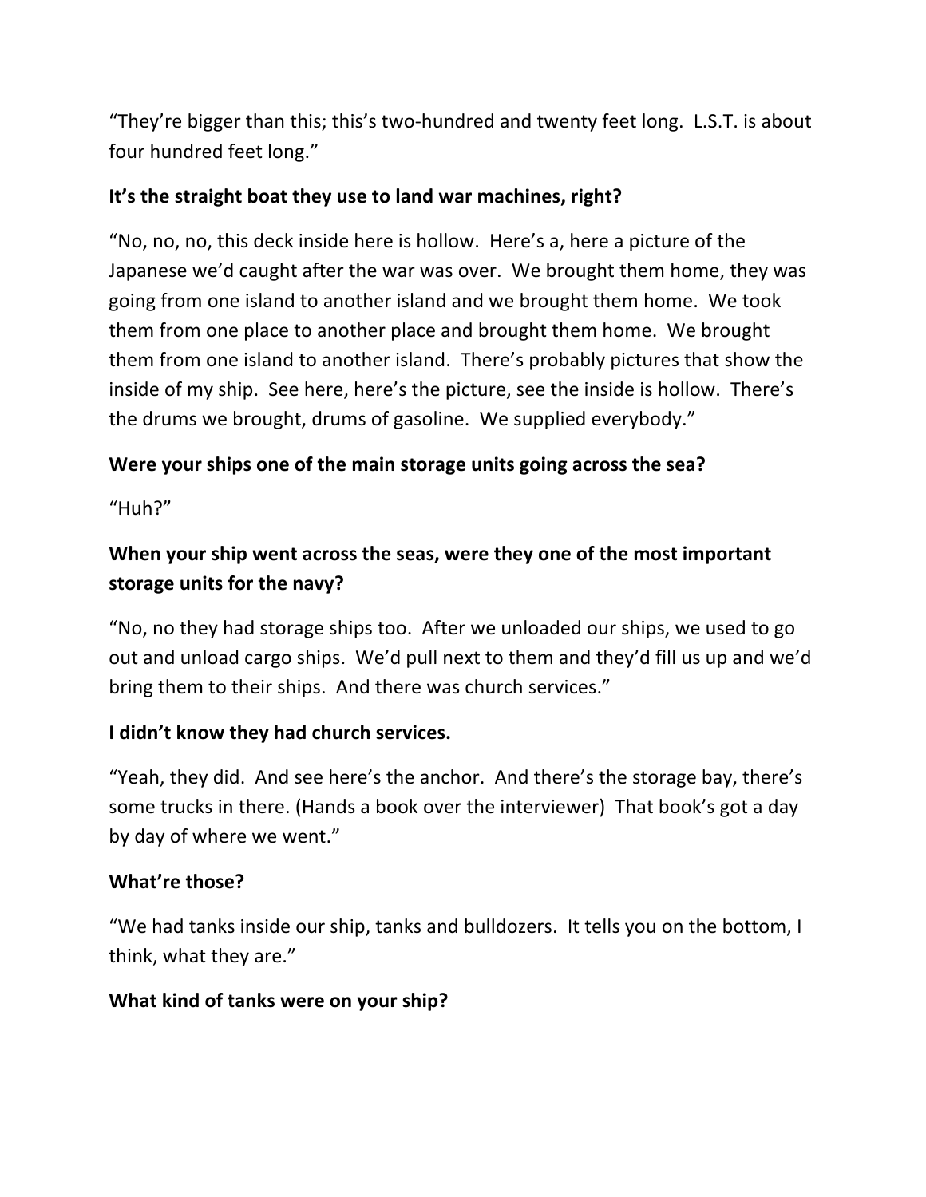“They’re bigger than this; this’s two-hundred and twenty feet long. L.S.T. is about four hundred feet long.”

**It’s the straight boat they use to land war machines, right?**

“No, no, no, this deck inside here is hollow. Here’s a, here a picture of the Japanese we’d caught after the war was over. We brought them home, they was going from one island to another island and we brought them home. We took them from one place to another place and brought them home. We brought them from one island to another island. There’s probably pictures that show the inside of my ship. See here, here’s the picture, see the inside is hollow. There’s the drums we brought, drums of gasoline. We supplied everybody.”

**Were your ships one of the main storage units going across the sea?**

“Huh?”

**When your ship went across the seas, were they one of the most important storage units for the navy?**

“No, no they had storage ships too. After we unloaded our ships, we used to go out and unload cargo ships. We’d pull next to them and they’d fill us up and we’d bring them to their ships. And there was church services.”

**I didn’t know they had church services.**

“Yeah, they did. And see here’s the anchor. And there’s the storage bay, there’s some trucks in there. (Hands a book over the interviewer) That book’s got a day by day of where we went.”

**What’re those?**

“We had tanks inside our ship, tanks and bulldozers. It tells you on the bottom, I think, what they are.”

**What kind of tanks were on your ship?**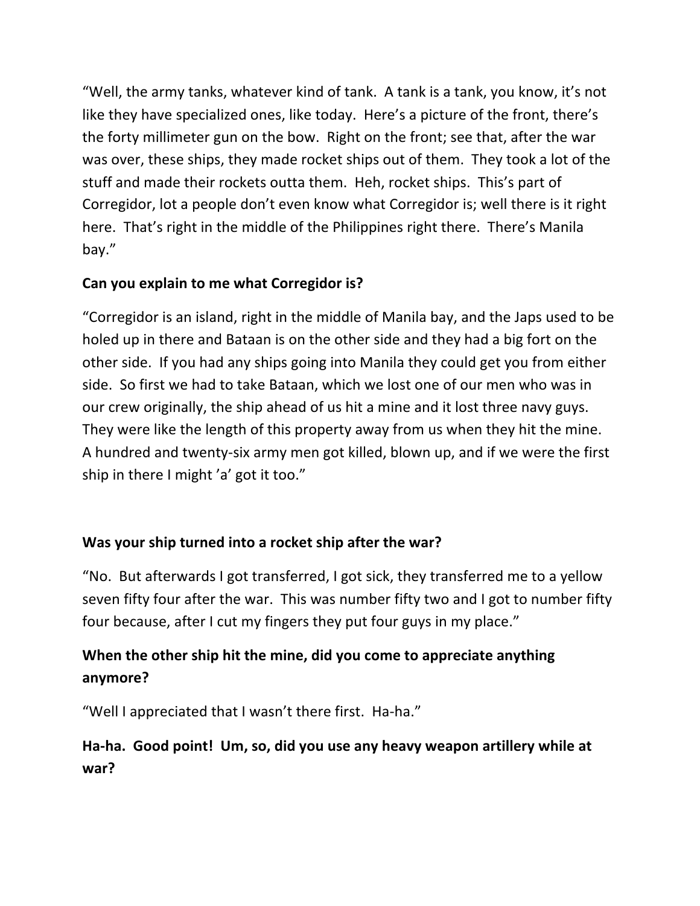"Well, the army tanks, whatever kind of tank. A tank is a tank, you know, it's not like they have specialized ones, like today. Here's a picture of the front, there's the forty millimeter gun on the bow. Right on the front; see that, after the war was over, these ships, they made rocket ships out of them. They took a lot of the stuff and made their rockets outta them. Heh, rocket ships. This's part of Corregidor, lot a people don't even know what Corregidor is; well there is it right here. That's right in the middle of the Philippines right there. There's Manila bay."

**Can you explain to me what Corregidor is?**

"Corregidor is an island, right in the middle of Manila bay, and the Japs used to be holed up in there and Bataan is on the other side and they had a big fort on the other side. If you had any ships going into Manila they could get you from either side. So first we had to take Bataan, which we lost one of our men who was in our crew originally, the ship ahead of us hit a mine and it lost three navy guys. They were like the length of this property away from us when they hit the mine. A hundred and twenty-six army men got killed, blown up, and if we were the first ship in there I might 'a' got it too."

**Was your ship turned into a rocket ship after the war?**

"No. But afterwards I got transferred, I got sick, they transferred me to a yellow seven fifty four after the war. This was number fifty two and I got to number fifty four because, after I cut my fingers they put four guys in my place."

**When the other ship hit the mine, did you come to appreciate anything anymore?**

"Well I appreciated that I wasn't there first. Ha-ha."

**Ha-ha. Good point! Um, so, did you use any heavy weapon artillery while at war?**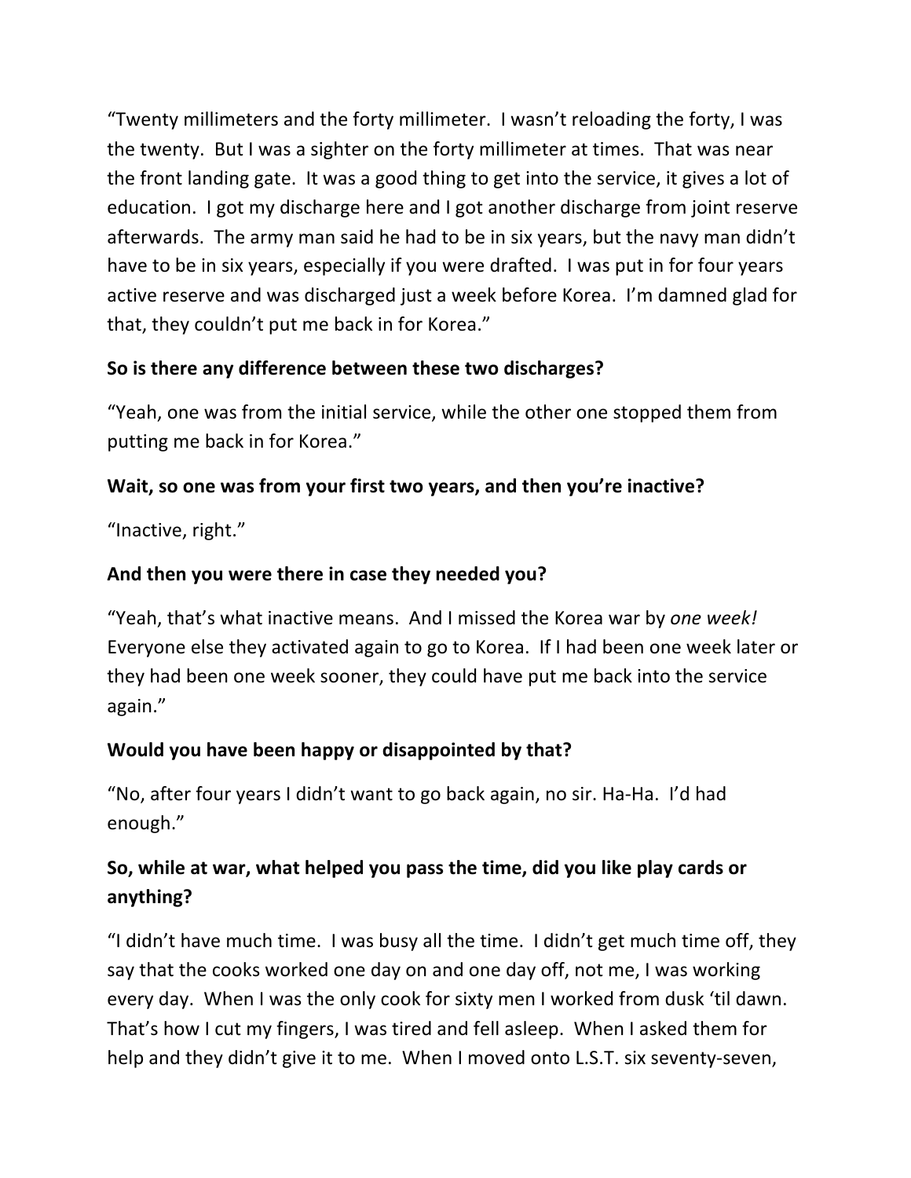"Twenty millimeters and the forty millimeter. I wasn't reloading the forty, I was the twenty. But I was a sighter on the forty millimeter at times. That was near the front landing gate. It was a good thing to get into the service, it gives a lot of education. I got my discharge here and I got another discharge from joint reserve afterwards. The army man said he had to be in six years, but the navy man didn't have to be in six years, especially if you were drafted. I was put in for four years active reserve and was discharged just a week before Korea. I'm damned glad for that, they couldn't put me back in for Korea."

**So is there any difference between these two discharges?**

"Yeah, one was from the initial service, while the other one stopped them from putting me back in for Korea."

**Wait, so one was from your first two years, and then you're inactive?**

"Inactive, right."

**And then you were there in case they needed you?**

"Yeah, that's what inactive means. And I missed the Korea war by *one week!* Everyone else they activated again to go to Korea. If I had been one week later or they had been one week sooner, they could have put me back into the service again."

**Would you have been happy or disappointed by that?**

"No, after four years I didn't want to go back again, no sir. Ha-Ha. I'd had enough."

**So, while at war, what helped you pass the time, did you like play cards or anything?**

"I didn't have much time. I was busy all the time. I didn't get much time off, they say that the cooks worked one day on and one day off, not me, I was working every day. When I was the only cook for sixty men I worked from dusk 'til dawn. That's how I cut my fingers, I was tired and fell asleep. When I asked them for help and they didn't give it to me. When I moved onto L.S.T. six seventy-seven,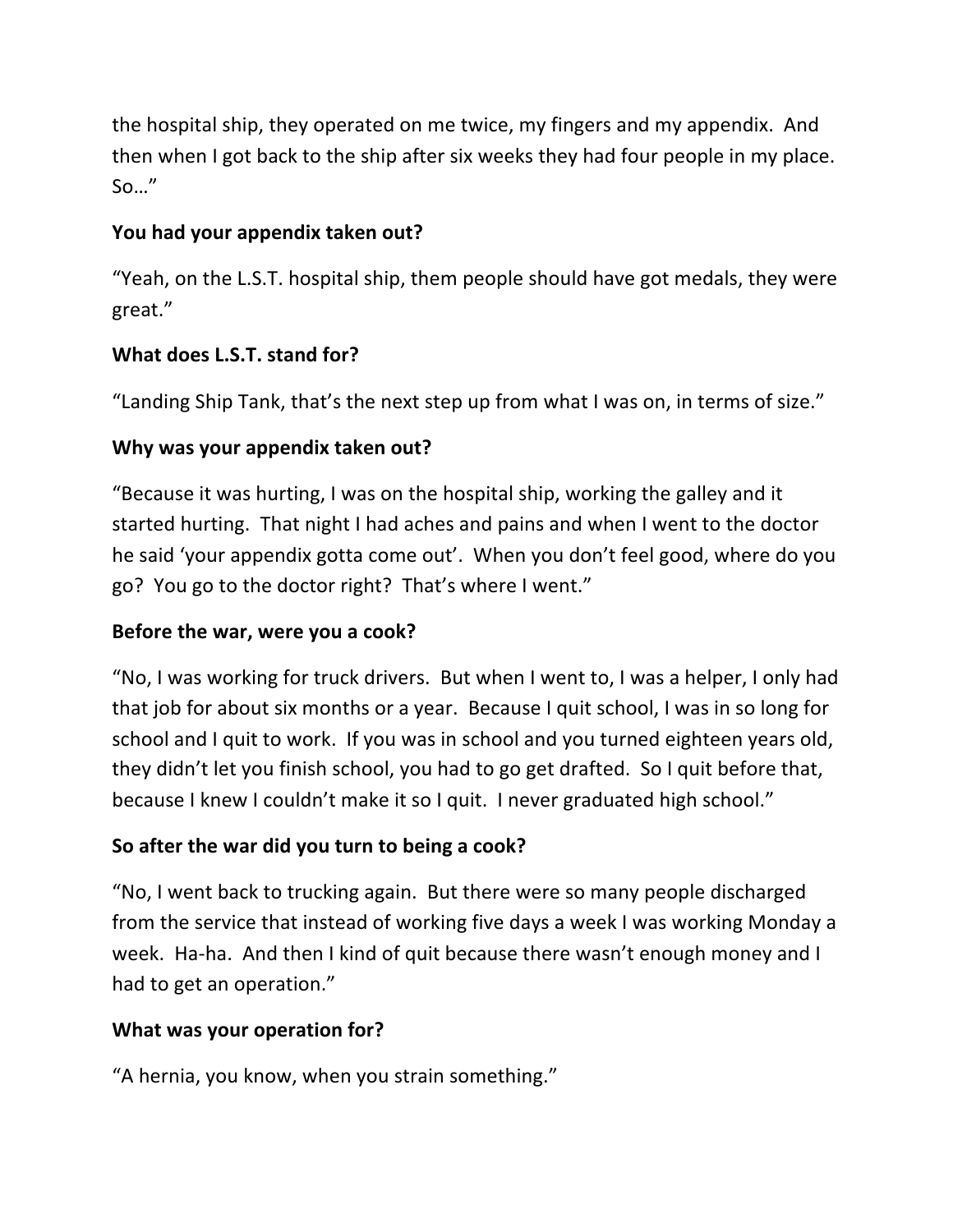the hospital ship, they operated on me twice, my fingers and my appendix. And then when I got back to the ship after six weeks they had four people in my place. So…"

**You had your appendix taken out?**

"Yeah, on the L.S.T. hospital ship, them people should have got medals, they were great."

**What does L.S.T. stand for?**

"Landing Ship Tank, that's the next step up from what I was on, in terms of size."

**Why was your appendix taken out?**

"Because it was hurting, I was on the hospital ship, working the galley and it started hurting. That night I had aches and pains and when I went to the doctor he said 'your appendix gotta come out'. When you don't feel good, where do you go? You go to the doctor right? That's where I went."

**Before the war, were you a cook?**

"No, I was working for truck drivers. But when I went to, I was a helper, I only had that job for about six months or a year. Because I quit school, I was in so long for school and I quit to work. If you was in school and you turned eighteen years old, they didn't let you finish school, you had to go get drafted. So I quit before that, because I knew I couldn't make it so I quit. I never graduated high school."

**So after the war did you turn to being a cook?**

"No, I went back to trucking again. But there were so many people discharged from the service that instead of working five days a week I was working Monday a week. Ha-ha. And then I kind of quit because there wasn't enough money and I had to get an operation."

**What was your operation for?**

"A hernia, you know, when you strain something."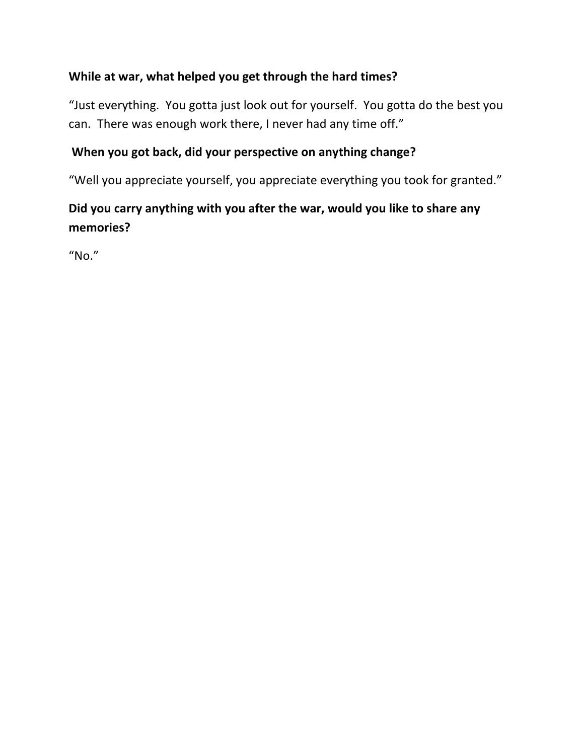**While at war, what helped you get through the hard times?**

"Just everything. You gotta just look out for yourself. You gotta do the best you can. There was enough work there, I never had any time off."

**When you got back, did your perspective on anything change?**

"Well you appreciate yourself, you appreciate everything you took for granted."

**Did you carry anything with you after the war, would you like to share any memories?**

"No."